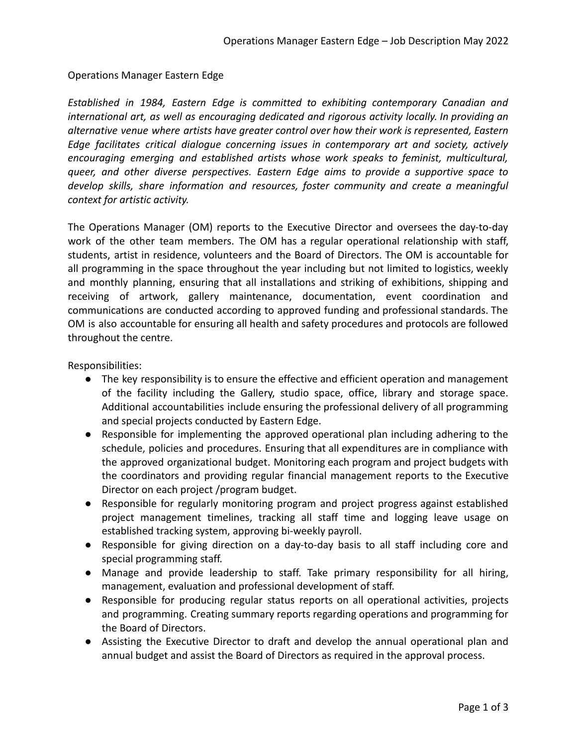# Operations Manager Eastern Edge

*Established in 1984, Eastern Edge is committed to exhibiting contemporary Canadian and international art, as well as encouraging dedicated and rigorous activity locally. In providing an alternative venue where artists have greater control over how their work is represented, Eastern Edge facilitates critical dialogue concerning issues in contemporary art and society, actively encouraging emerging and established artists whose work speaks to feminist, multicultural, queer, and other diverse perspectives. Eastern Edge aims to provide a supportive space to develop skills, share information and resources, foster community and create a meaningful context for artistic activity.*

The Operations Manager (OM) reports to the Executive Director and oversees the day-to-day work of the other team members. The OM has a regular operational relationship with staff, students, artist in residence, volunteers and the Board of Directors. The OM is accountable for all programming in the space throughout the year including but not limited to logistics, weekly and monthly planning, ensuring that all installations and striking of exhibitions, shipping and receiving of artwork, gallery maintenance, documentation, event coordination and communications are conducted according to approved funding and professional standards. The OM is also accountable for ensuring all health and safety procedures and protocols are followed throughout the centre.

Responsibilities:

- The key responsibility is to ensure the effective and efficient operation and management of the facility including the Gallery, studio space, office, library and storage space. Additional accountabilities include ensuring the professional delivery of all programming and special projects conducted by Eastern Edge.
- Responsible for implementing the approved operational plan including adhering to the schedule, policies and procedures. Ensuring that all expenditures are in compliance with the approved organizational budget. Monitoring each program and project budgets with the coordinators and providing regular financial management reports to the Executive Director on each project /program budget.
- Responsible for regularly monitoring program and project progress against established project management timelines, tracking all staff time and logging leave usage on established tracking system, approving bi-weekly payroll.
- Responsible for giving direction on a day-to-day basis to all staff including core and special programming staff.
- Manage and provide leadership to staff. Take primary responsibility for all hiring, management, evaluation and professional development of staff.
- Responsible for producing regular status reports on all operational activities, projects and programming. Creating summary reports regarding operations and programming for the Board of Directors.
- Assisting the Executive Director to draft and develop the annual operational plan and annual budget and assist the Board of Directors as required in the approval process.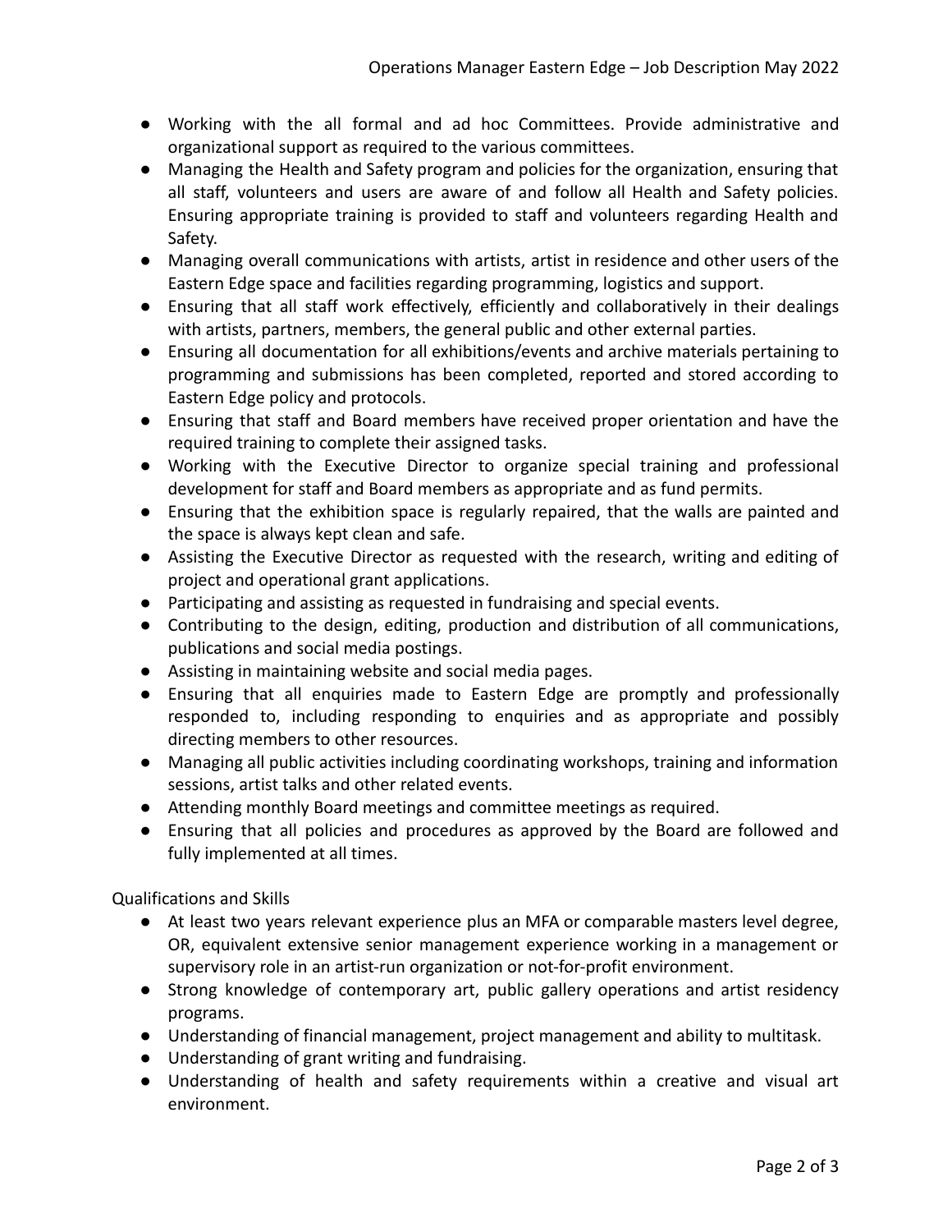- Working with the all formal and ad hoc Committees. Provide administrative and organizational support as required to the various committees.
- Managing the Health and Safety program and policies for the organization, ensuring that all staff, volunteers and users are aware of and follow all Health and Safety policies. Ensuring appropriate training is provided to staff and volunteers regarding Health and Safety.
- Managing overall communications with artists, artist in residence and other users of the Eastern Edge space and facilities regarding programming, logistics and support.
- Ensuring that all staff work effectively, efficiently and collaboratively in their dealings with artists, partners, members, the general public and other external parties.
- Ensuring all documentation for all exhibitions/events and archive materials pertaining to programming and submissions has been completed, reported and stored according to Eastern Edge policy and protocols.
- Ensuring that staff and Board members have received proper orientation and have the required training to complete their assigned tasks.
- Working with the Executive Director to organize special training and professional development for staff and Board members as appropriate and as fund permits.
- Ensuring that the exhibition space is regularly repaired, that the walls are painted and the space is always kept clean and safe.
- Assisting the Executive Director as requested with the research, writing and editing of project and operational grant applications.
- Participating and assisting as requested in fundraising and special events.
- Contributing to the design, editing, production and distribution of all communications, publications and social media postings.
- Assisting in maintaining website and social media pages.
- Ensuring that all enquiries made to Eastern Edge are promptly and professionally responded to, including responding to enquiries and as appropriate and possibly directing members to other resources.
- Managing all public activities including coordinating workshops, training and information sessions, artist talks and other related events.
- Attending monthly Board meetings and committee meetings as required.
- Ensuring that all policies and procedures as approved by the Board are followed and fully implemented at all times.

Qualifications and Skills

- At least two years relevant experience plus an MFA or comparable masters level degree, OR, equivalent extensive senior management experience working in a management or supervisory role in an artist-run organization or not-for-profit environment.
- Strong knowledge of contemporary art, public gallery operations and artist residency programs.
- Understanding of financial management, project management and ability to multitask.
- Understanding of grant writing and fundraising.
- Understanding of health and safety requirements within a creative and visual art environment.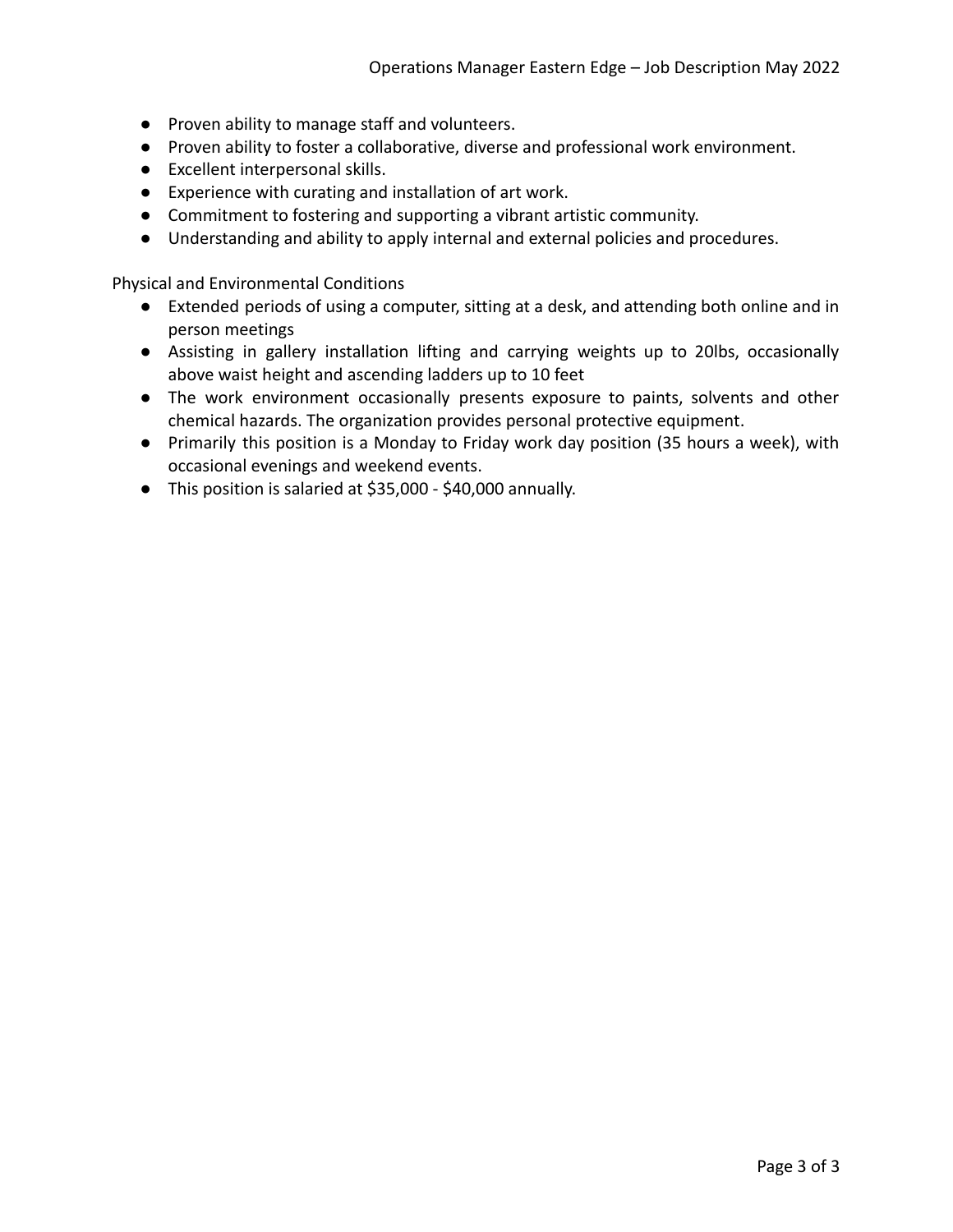- Proven ability to manage staff and volunteers.
- Proven ability to foster a collaborative, diverse and professional work environment.
- Excellent interpersonal skills.
- Experience with curating and installation of art work.
- Commitment to fostering and supporting a vibrant artistic community.
- Understanding and ability to apply internal and external policies and procedures.

Physical and Environmental Conditions

- Extended periods of using a computer, sitting at a desk, and attending both online and in person meetings
- Assisting in gallery installation lifting and carrying weights up to 20lbs, occasionally above waist height and ascending ladders up to 10 feet
- The work environment occasionally presents exposure to paints, solvents and other chemical hazards. The organization provides personal protective equipment.
- Primarily this position is a Monday to Friday work day position (35 hours a week), with occasional evenings and weekend events.
- This position is salaried at $35,000 - $40,000 annually.